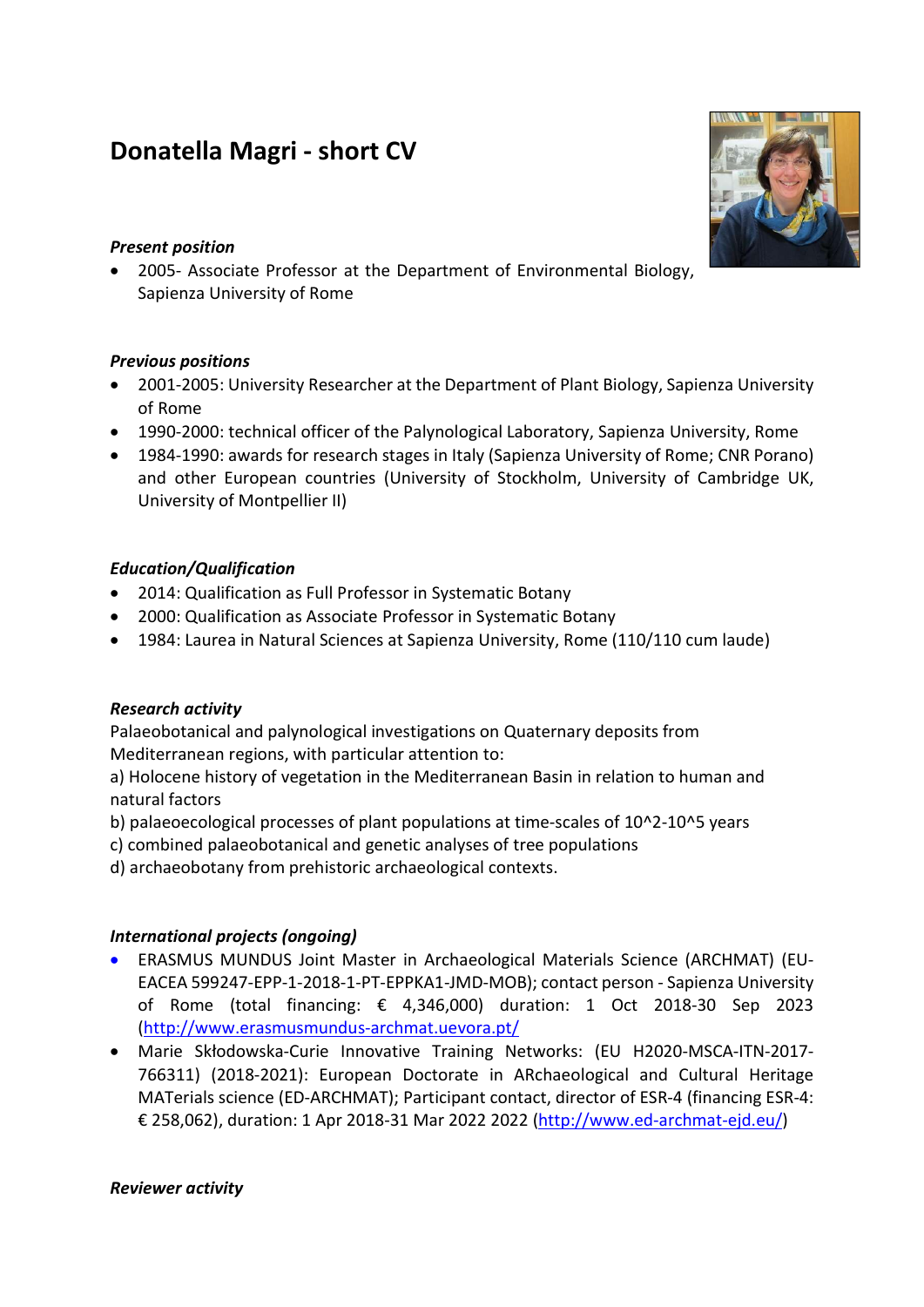# Donatella Magri - short CV

***Present position***

- 2005- Associate Professor at the Department of Environmental Biology, Sapienza University of Rome

***Previous positions***

- 2001-2005: University Researcher at the Department of Plant Biology, Sapienza University of Rome
- 1990-2000: technical officer of the Palynological Laboratory, Sapienza University, Rome
- 1984-1990: awards for research stages in Italy (Sapienza University of Rome; CNR Porano) and other European countries (University of Stockholm, University of Cambridge UK, University of Montpellier II)

***Education/Qualification***

- 2014: Qualification as Full Professor in Systematic Botany
- 2000: Qualification as Associate Professor in Systematic Botany
- 1984: Laurea in Natural Sciences at Sapienza University, Rome (110/110 cum laude)

***Research activity***

Palaeobotanical and palynological investigations on Quaternary deposits from Mediterranean regions, with particular attention to:

a) Holocene history of vegetation in the Mediterranean Basin in relation to human and natural factors

b) palaeoecological processes of plant populations at time-scales of $10^2$-$10^5$ years

c) combined palaeobotanical and genetic analyses of tree populations

d) archaeobotany from prehistoric archaeological contexts.

***International projects (ongoing)***

- ERASMUS MUNDUS Joint Master in Archaeological Materials Science (ARCHMAT) (EU-EACEA 599247-EPP-1-2018-1-PT-EPPKA1-JMD-MOB); contact person - Sapienza University of Rome (total financing: € 4,346,000) duration: 1 Oct 2018-30 Sep 2023 (http://www.erasmusmundus-archmat.uevora.pt/
- Marie Skłodowska-Curie Innovative Training Networks: (EU H2020-MSCA-ITN-2017-766311) (2018-2021): European Doctorate in ARchaeological and Cultural Heritage MATerials science (ED-ARCHMAT); Participant contact, director of ESR-4 (financing ESR-4: € 258,062), duration: 1 Apr 2018-31 Mar 2022 2022 (http://www.ed-archmat-ejd.eu/)

***Reviewer activity***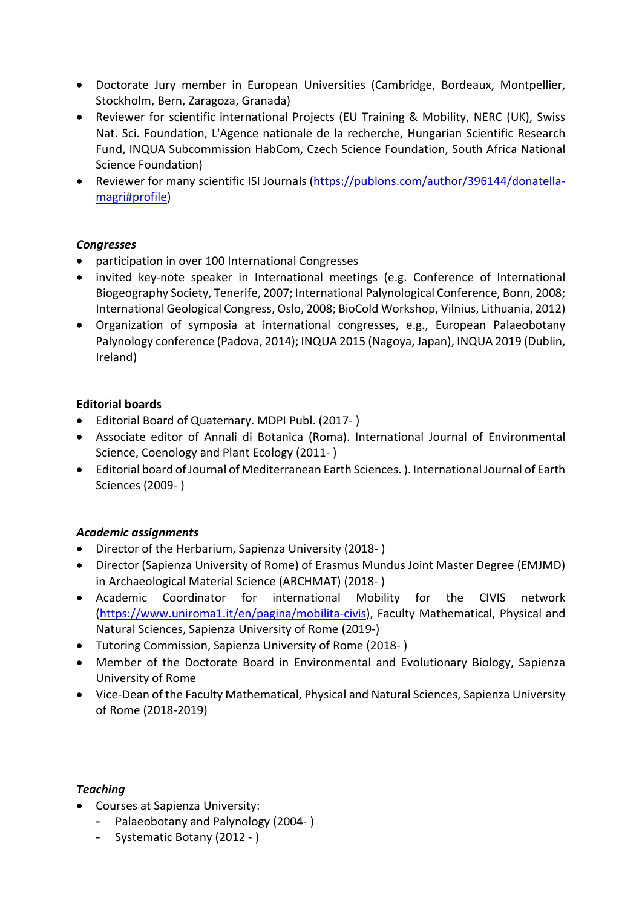- Doctorate Jury member in European Universities (Cambridge, Bordeaux, Montpellier, Stockholm, Bern, Zaragoza, Granada)
- Reviewer for scientific international Projects (EU Training & Mobility, NERC (UK), Swiss Nat. Sci. Foundation, L'Agence nationale de la recherche, Hungarian Scientific Research Fund, INQUA Subcommission HabCom, Czech Science Foundation, South Africa National Science Foundation)
- Reviewer for many scientific ISI Journals ([https://publons.com/author/396144/donatella-magri#profile](https://publons.com/author/396144/donatella-magri#profile))

***Congresses***

- participation in over 100 International Congresses
- invited key-note speaker in International meetings (e.g. Conference of International Biogeography Society, Tenerife, 2007; International Palynological Conference, Bonn, 2008; International Geological Congress, Oslo, 2008; BioCold Workshop, Vilnius, Lithuania, 2012)
- Organization of symposia at international congresses, e.g., European Palaeobotany Palynology conference (Padova, 2014); INQUA 2015 (Nagoya, Japan), INQUA 2019 (Dublin, Ireland)

**Editorial boards**

- Editorial Board of Quaternary. MDPI Publ. (2017- )
- Associate editor of Annali di Botanica (Roma). International Journal of Environmental Science, Coenology and Plant Ecology (2011- )
- Editorial board of Journal of Mediterranean Earth Sciences. ). International Journal of Earth Sciences (2009- )

***Academic assignments***

- Director of the Herbarium, Sapienza University (2018- )
- Director (Sapienza University of Rome) of Erasmus Mundus Joint Master Degree (EMJMD) in Archaeological Material Science (ARCHMAT) (2018- )
- Academic Coordinator for international Mobility for the CIVIS network ([https://www.uniroma1.it/en/pagina/mobilita-civis](https://www.uniroma1.it/en/pagina/mobilita-civis)), Faculty Mathematical, Physical and Natural Sciences, Sapienza University of Rome (2019-)
- Tutoring Commission, Sapienza University of Rome (2018- )
- Member of the Doctorate Board in Environmental and Evolutionary Biology, Sapienza University of Rome
- Vice-Dean of the Faculty Mathematical, Physical and Natural Sciences, Sapienza University of Rome (2018-2019)

***Teaching***

- Courses at Sapienza University:
  - Palaeobotany and Palynology (2004- )
  - Systematic Botany (2012 - )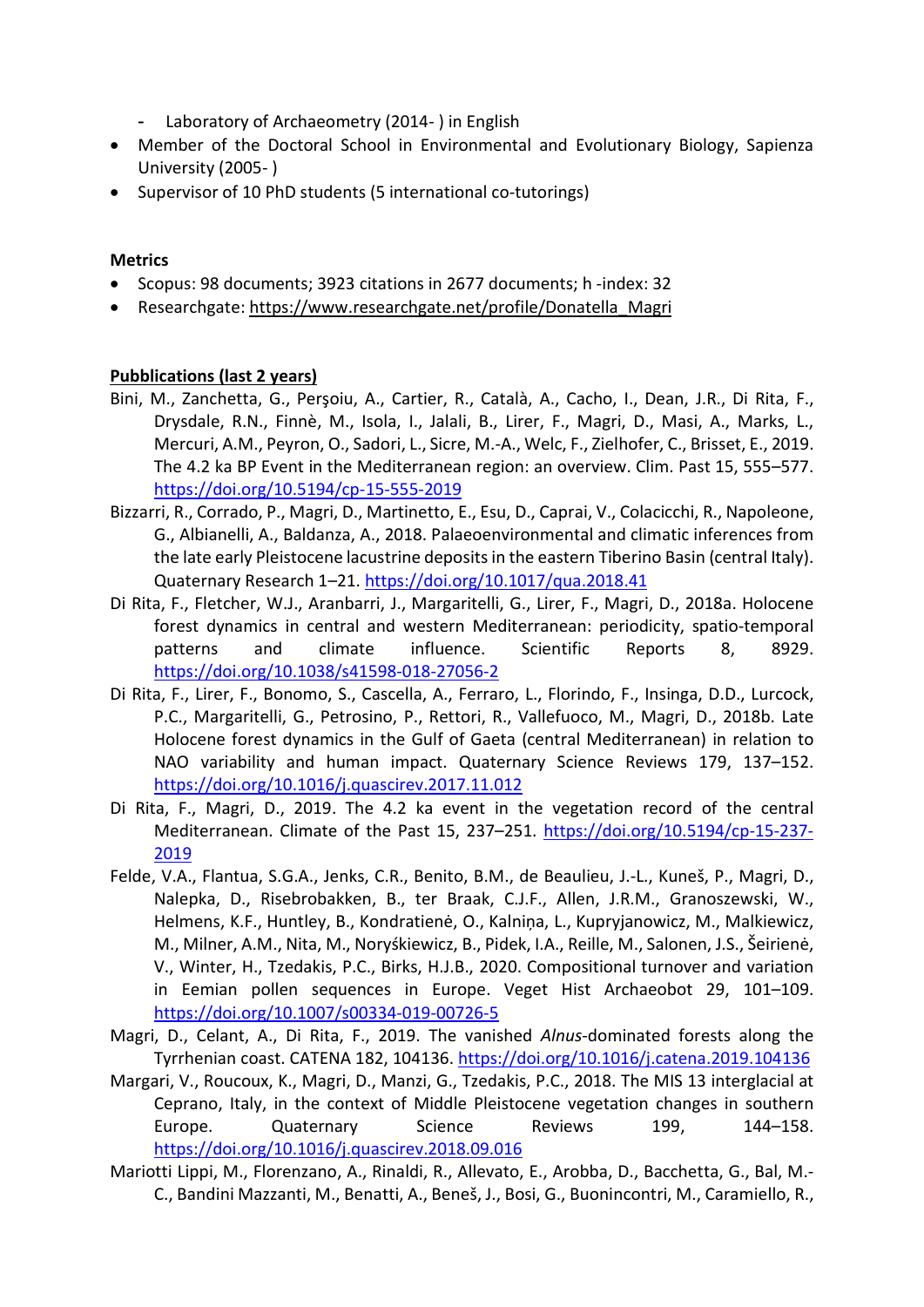- Laboratory of Archaeometry (2014- ) in English
- Member of the Doctoral School in Environmental and Evolutionary Biology, Sapienza University (2005- )
- Supervisor of 10 PhD students (5 international co-tutorings)

**Metrics**

- Scopus: 98 documents; 3923 citations in 2677 documents; h -index: 32
- Researchgate: https://www.researchgate.net/profile/Donatella_Magri

**Pubblications (last 2 years)**

Bini, M., Zanchetta, G., Perşoiu, A., Cartier, R., Català, A., Cacho, I., Dean, J.R., Di Rita, F., Drysdale, R.N., Finnè, M., Isola, I., Jalali, B., Lirer, F., Magri, D., Masi, A., Marks, L., Mercuri, A.M., Peyron, O., Sadori, L., Sicre, M.-A., Welc, F., Zielhofer, C., Brisset, E., 2019. The 4.2 ka BP Event in the Mediterranean region: an overview. Clim. Past 15, 555–577. https://doi.org/10.5194/cp-15-555-2019

Bizzarri, R., Corrado, P., Magri, D., Martinetto, E., Esu, D., Caprai, V., Colacicchi, R., Napoleone, G., Albianelli, A., Baldanza, A., 2018. Palaeoenvironmental and climatic inferences from the late early Pleistocene lacustrine deposits in the eastern Tiberino Basin (central Italy). Quaternary Research 1–21. https://doi.org/10.1017/qua.2018.41

Di Rita, F., Fletcher, W.J., Aranbarri, J., Margaritelli, G., Lirer, F., Magri, D., 2018a. Holocene forest dynamics in central and western Mediterranean: periodicity, spatio-temporal patterns and climate influence. Scientific Reports 8, 8929. https://doi.org/10.1038/s41598-018-27056-2

Di Rita, F., Lirer, F., Bonomo, S., Cascella, A., Ferraro, L., Florindo, F., Insinga, D.D., Lurcock, P.C., Margaritelli, G., Petrosino, P., Rettori, R., Vallefuoco, M., Magri, D., 2018b. Late Holocene forest dynamics in the Gulf of Gaeta (central Mediterranean) in relation to NAO variability and human impact. Quaternary Science Reviews 179, 137–152. https://doi.org/10.1016/j.quascirev.2017.11.012

Di Rita, F., Magri, D., 2019. The 4.2 ka event in the vegetation record of the central Mediterranean. Climate of the Past 15, 237–251. https://doi.org/10.5194/cp-15-237-2019

Felde, V.A., Flantua, S.G.A., Jenks, C.R., Benito, B.M., de Beaulieu, J.-L., Kuneš, P., Magri, D., Nalepka, D., Risebrobakken, B., ter Braak, C.J.F., Allen, J.R.M., Granoszewski, W., Helmens, K.F., Huntley, B., Kondratienė, O., Kalniņa, L., Kupryjanowicz, M., Malkiewicz, M., Milner, A.M., Nita, M., Noryśkiewicz, B., Pidek, I.A., Reille, M., Salonen, J.S., Šeirienė, V., Winter, H., Tzedakis, P.C., Birks, H.J.B., 2020. Compositional turnover and variation in Eemian pollen sequences in Europe. Veget Hist Archaeobot 29, 101–109. https://doi.org/10.1007/s00334-019-00726-5

Magri, D., Celant, A., Di Rita, F., 2019. The vanished *Alnus*-dominated forests along the Tyrrhenian coast. CATENA 182, 104136. https://doi.org/10.1016/j.catena.2019.104136

Margari, V., Roucoux, K., Magri, D., Manzi, G., Tzedakis, P.C., 2018. The MIS 13 interglacial at Ceprano, Italy, in the context of Middle Pleistocene vegetation changes in southern Europe. Quaternary Science Reviews 199, 144–158. https://doi.org/10.1016/j.quascirev.2018.09.016

Mariotti Lippi, M., Florenzano, A., Rinaldi, R., Allevato, E., Arobba, D., Bacchetta, G., Bal, M.-C., Bandini Mazzanti, M., Benatti, A., Beneš, J., Bosi, G., Buonincontri, M., Caramiello, R.,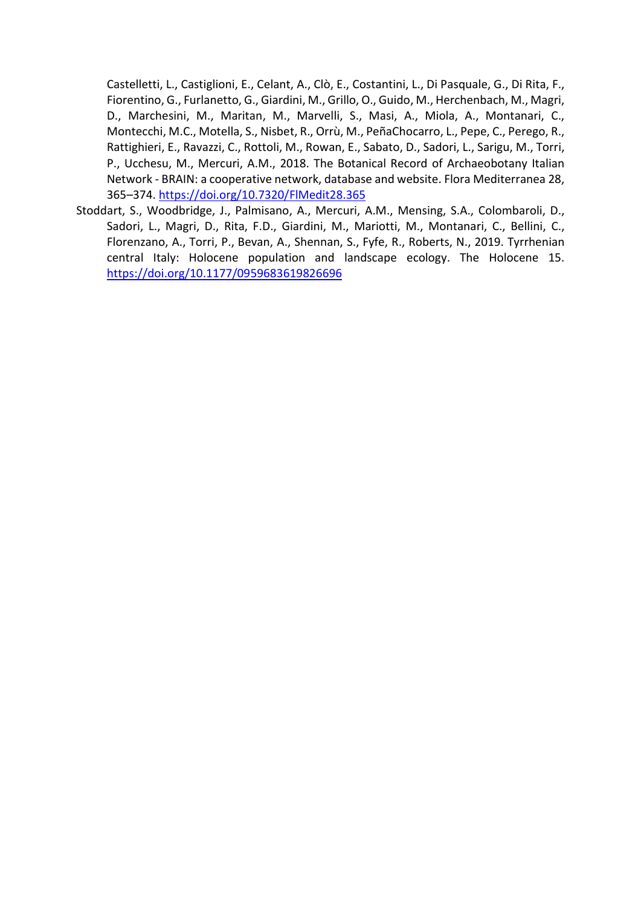Castelletti, L., Castiglioni, E., Celant, A., Clò, E., Costantini, L., Di Pasquale, G., Di Rita, F., Fiorentino, G., Furlanetto, G., Giardini, M., Grillo, O., Guido, M., Herchenbach, M., Magri, D., Marchesini, M., Maritan, M., Marvelli, S., Masi, A., Miola, A., Montanari, C., Montecchi, M.C., Motella, S., Nisbet, R., Orrù, M., PeñaChocarro, L., Pepe, C., Perego, R., Rattighieri, E., Ravazzi, C., Rottoli, M., Rowan, E., Sabato, D., Sadori, L., Sarigu, M., Torri, P., Ucchesu, M., Mercuri, A.M., 2018. The Botanical Record of Archaeobotany Italian Network - BRAIN: a cooperative network, database and website. Flora Mediterranea 28, 365–374. https://doi.org/10.7320/FlMedit28.365

Stoddart, S., Woodbridge, J., Palmisano, A., Mercuri, A.M., Mensing, S.A., Colombaroli, D., Sadori, L., Magri, D., Rita, F.D., Giardini, M., Mariotti, M., Montanari, C., Bellini, C., Florenzano, A., Torri, P., Bevan, A., Shennan, S., Fyfe, R., Roberts, N., 2019. Tyrrhenian central Italy: Holocene population and landscape ecology. The Holocene 15. https://doi.org/10.1177/0959683619826696